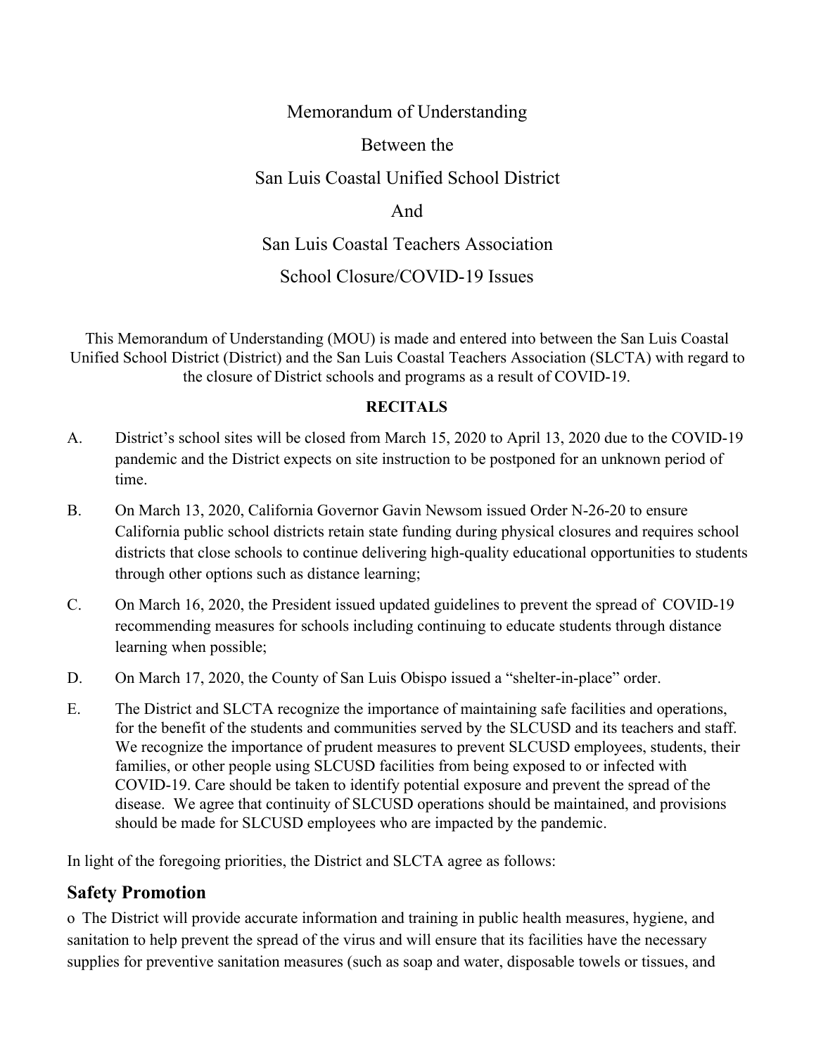# Memorandum of Understanding

# Between the

# San Luis Coastal Unified School District

# And

# San Luis Coastal Teachers Association

# School Closure/COVID-19 Issues

This Memorandum of Understanding (MOU) is made and entered into between the San Luis Coastal Unified School District (District) and the San Luis Coastal Teachers Association (SLCTA) with regard to the closure of District schools and programs as a result of COVID-19.

**RECITALS**

A. District's school sites will be closed from March 15, 2020 to April 13, 2020 due to the COVID-19 pandemic and the District expects on site instruction to be postponed for an unknown period of time.

B. On March 13, 2020, California Governor Gavin Newsom issued Order N-26-20 to ensure California public school districts retain state funding during physical closures and requires school districts that close schools to continue delivering high-quality educational opportunities to students through other options such as distance learning;

C. On March 16, 2020, the President issued updated guidelines to prevent the spread of COVID-19 recommending measures for schools including continuing to educate students through distance learning when possible;

D. On March 17, 2020, the County of San Luis Obispo issued a "shelter-in-place" order.

E. The District and SLCTA recognize the importance of maintaining safe facilities and operations, for the benefit of the students and communities served by the SLCUSD and its teachers and staff. We recognize the importance of prudent measures to prevent SLCUSD employees, students, their families, or other people using SLCUSD facilities from being exposed to or infected with COVID-19. Care should be taken to identify potential exposure and prevent the spread of the disease. We agree that continuity of SLCUSD operations should be maintained, and provisions should be made for SLCUSD employees who are impacted by the pandemic.

In light of the foregoing priorities, the District and SLCTA agree as follows:

## Safety Promotion

o The District will provide accurate information and training in public health measures, hygiene, and sanitation to help prevent the spread of the virus and will ensure that its facilities have the necessary supplies for preventive sanitation measures (such as soap and water, disposable towels or tissues, and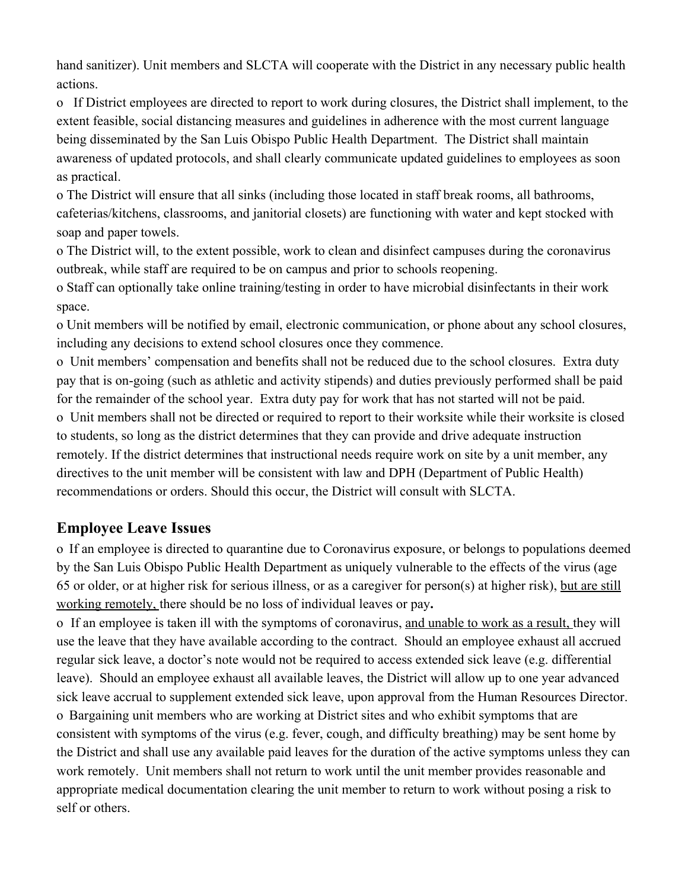hand sanitizer). Unit members and SLCTA will cooperate with the District in any necessary public health actions.

- If District employees are directed to report to work during closures, the District shall implement, to the extent feasible, social distancing measures and guidelines in adherence with the most current language being disseminated by the San Luis Obispo Public Health Department. The District shall maintain awareness of updated protocols, and shall clearly communicate updated guidelines to employees as soon as practical.
- The District will ensure that all sinks (including those located in staff break rooms, all bathrooms, cafeterias/kitchens, classrooms, and janitorial closets) are functioning with water and kept stocked with soap and paper towels.
- The District will, to the extent possible, work to clean and disinfect campuses during the coronavirus outbreak, while staff are required to be on campus and prior to schools reopening.
- Staff can optionally take online training/testing in order to have microbial disinfectants in their work space.
- Unit members will be notified by email, electronic communication, or phone about any school closures, including any decisions to extend school closures once they commence.
- Unit members' compensation and benefits shall not be reduced due to the school closures. Extra duty pay that is on-going (such as athletic and activity stipends) and duties previously performed shall be paid for the remainder of the school year. Extra duty pay for work that has not started will not be paid.
- Unit members shall not be directed or required to report to their worksite while their worksite is closed to students, so long as the district determines that they can provide and drive adequate instruction remotely. If the district determines that instructional needs require work on site by a unit member, any directives to the unit member will be consistent with law and DPH (Department of Public Health) recommendations or orders. Should this occur, the District will consult with SLCTA.

## Employee Leave Issues

- If an employee is directed to quarantine due to Coronavirus exposure, or belongs to populations deemed by the San Luis Obispo Public Health Department as uniquely vulnerable to the effects of the virus (age 65 or older, or at higher risk for serious illness, or as a caregiver for person(s) at higher risk), <u>but are still working remotely,</u> there should be no loss of individual leaves or pay**.**
- If an employee is taken ill with the symptoms of coronavirus, <u>and unable to work as a result,</u> they will use the leave that they have available according to the contract. Should an employee exhaust all accrued regular sick leave, a doctor's note would not be required to access extended sick leave (e.g. differential leave). Should an employee exhaust all available leaves, the District will allow up to one year advanced sick leave accrual to supplement extended sick leave, upon approval from the Human Resources Director.
- Bargaining unit members who are working at District sites and who exhibit symptoms that are consistent with symptoms of the virus (e.g. fever, cough, and difficulty breathing) may be sent home by the District and shall use any available paid leaves for the duration of the active symptoms unless they can work remotely. Unit members shall not return to work until the unit member provides reasonable and appropriate medical documentation clearing the unit member to return to work without posing a risk to self or others.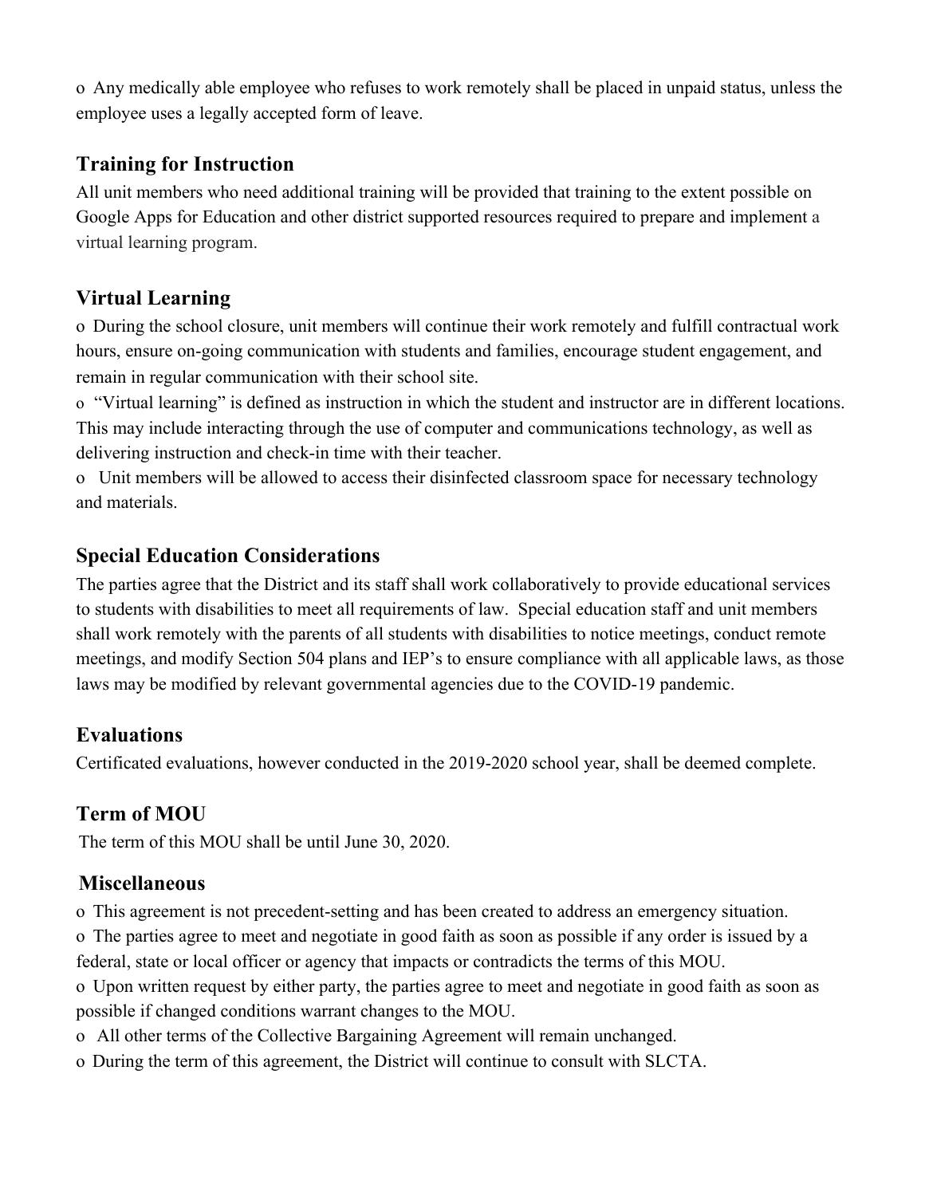- Any medically able employee who refuses to work remotely shall be placed in unpaid status, unless the employee uses a legally accepted form of leave.

## Training for Instruction

All unit members who need additional training will be provided that training to the extent possible on Google Apps for Education and other district supported resources required to prepare and implement a virtual learning program.

## Virtual Learning

- During the school closure, unit members will continue their work remotely and fulfill contractual work hours, ensure on-going communication with students and families, encourage student engagement, and remain in regular communication with their school site.
- "Virtual learning" is defined as instruction in which the student and instructor are in different locations. This may include interacting through the use of computer and communications technology, as well as delivering instruction and check-in time with their teacher.
- Unit members will be allowed to access their disinfected classroom space for necessary technology and materials.

## Special Education Considerations

The parties agree that the District and its staff shall work collaboratively to provide educational services to students with disabilities to meet all requirements of law. Special education staff and unit members shall work remotely with the parents of all students with disabilities to notice meetings, conduct remote meetings, and modify Section 504 plans and IEP's to ensure compliance with all applicable laws, as those laws may be modified by relevant governmental agencies due to the COVID-19 pandemic.

## Evaluations

Certificated evaluations, however conducted in the 2019-2020 school year, shall be deemed complete.

## Term of MOU

The term of this MOU shall be until June 30, 2020.

## Miscellaneous

- This agreement is not precedent-setting and has been created to address an emergency situation.
- The parties agree to meet and negotiate in good faith as soon as possible if any order is issued by a federal, state or local officer or agency that impacts or contradicts the terms of this MOU.
- Upon written request by either party, the parties agree to meet and negotiate in good faith as soon as possible if changed conditions warrant changes to the MOU.
- All other terms of the Collective Bargaining Agreement will remain unchanged.
- During the term of this agreement, the District will continue to consult with SLCTA.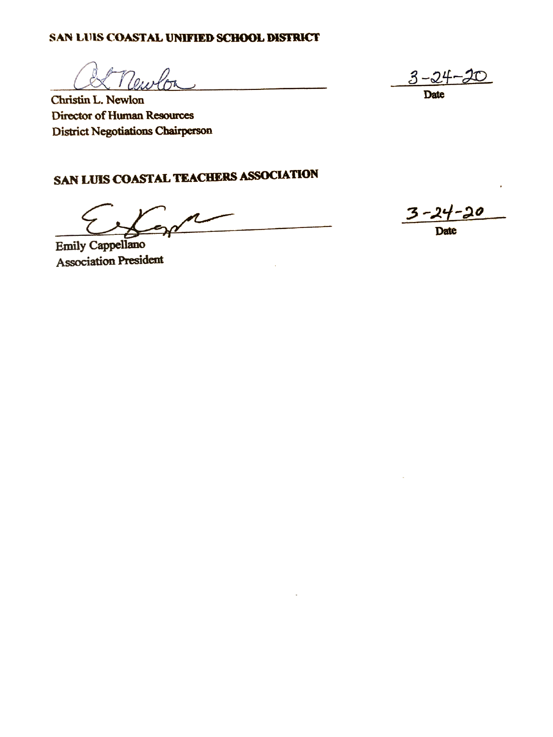**SAN LUIS COASTAL UNIFIED SCHOOL DISTRICT**

Christin L. Newlon
Director of Human Resources
District Negotiations Chairperson

3-24-20
Date

**SAN LUIS COASTAL TEACHERS ASSOCIATION**

Emily Cappellano
Association President

3-24-20
Date